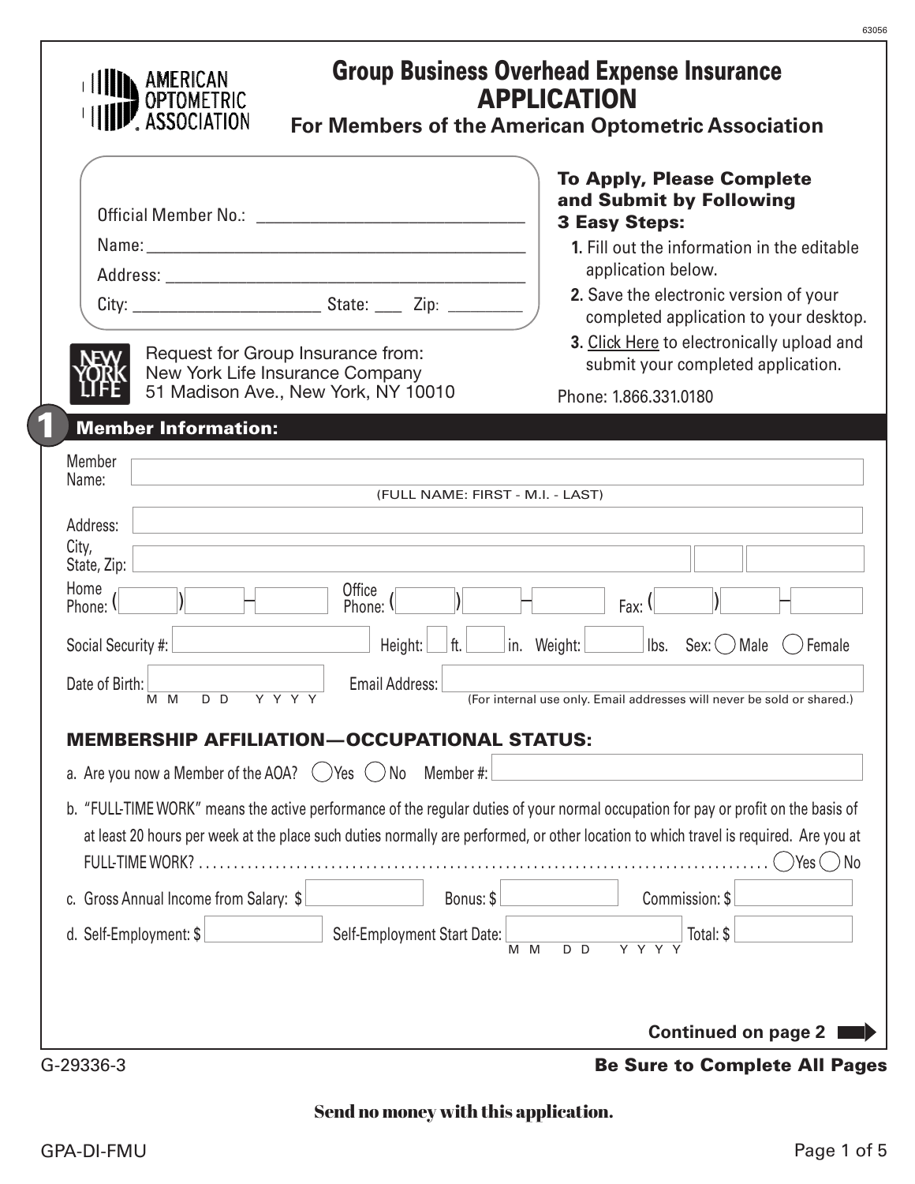63056

AMERICAN OPTOMETRIC ASSOCIATION

# Group Business Overhead Expense Insurance
# APPLICATION
## For Members of the American Optometric Association

Official Member No.: ______________________________

Name: ______________________________________________

Address: ____________________________________________

City: ______________________ State: ___ Zip: _________

**To Apply, Please Complete and Submit by Following 3 Easy Steps:**

1. Fill out the information in the editable application below.
2. Save the electronic version of your completed application to your desktop.
3. Click Here to electronically upload and submit your completed application.

Phone: 1.866.331.0180

NEW YORK LIFE

Request for Group Insurance from:
New York Life Insurance Company
51 Madison Ave., New York, NY 10010

## 1 Member Information:

Member Name: ______________________________ (FULL NAME: FIRST - M.I. - LAST)

Address: ______________________________

City, State, Zip: ______________________________

Home Phone: ( ) – Office Phone: ( ) – Fax: ( ) –

Social Security #: ________ Height: ___ ft. ___ in. Weight: ___ lbs. Sex: ◯ Male ◯ Female

Date of Birth: M M D D Y Y Y Y Email Address: ________ (For internal use only. Email addresses will never be sold or shared.)

### MEMBERSHIP AFFILIATION—OCCUPATIONAL STATUS:

a. Are you now a Member of the AOA? ◯ Yes ◯ No Member #: ________

b. "FULL-TIME WORK" means the active performance of the regular duties of your normal occupation for pay or profit on the basis of at least 20 hours per week at the place such duties normally are performed, or other location to which travel is required. Are you at FULL-TIME WORK? .......... ◯ Yes ◯ No

c. Gross Annual Income from Salary: $ ________ Bonus: $ ________ Commission: $ ________

d. Self-Employment: $ ________ Self-Employment Start Date: M M D D Y Y Y Y Total: $ ________

**Continued on page 2**

G-29336-3

**Be Sure to Complete All Pages**

**Send no money with this application.**

GPA-DI-FMU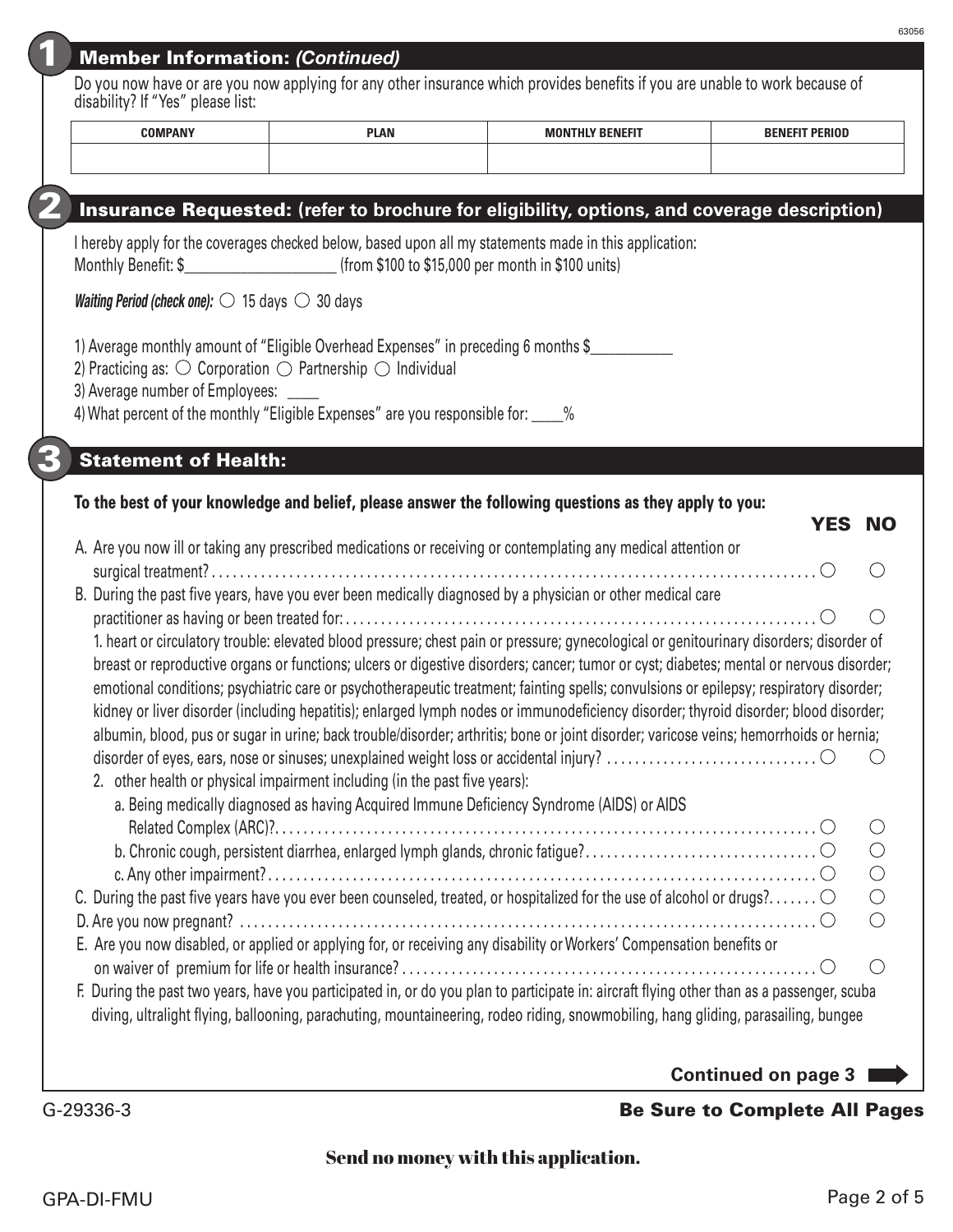## 1 Member Information: *(Continued)*

Do you now have or are you now applying for any other insurance which provides benefits if you are unable to work because of disability? If "Yes" please list:

| COMPANY | PLAN | MONTHLY BENEFIT | BENEFIT PERIOD |
|---|---|---|---|
| | | | |

## 2 Insurance Requested: (refer to brochure for eligibility, options, and coverage description)

I hereby apply for the coverages checked below, based upon all my statements made in this application:
Monthly Benefit: $___________________ (from $100 to $15,000 per month in $100 units)

***Waiting Period (check one):*** ○ 15 days ○ 30 days

1) Average monthly amount of "Eligible Overhead Expenses" in preceding 6 months $__________
2) Practicing as: ○ Corporation ○ Partnership ○ Individual
3) Average number of Employees: ____
4) What percent of the monthly "Eligible Expenses" are you responsible for: ____%

## 3 Statement of Health:

**To the best of your knowledge and belief, please answer the following questions as they apply to you:**

| | YES | NO |
|---|---|---|
| A. Are you now ill or taking any prescribed medications or receiving or contemplating any medical attention or surgical treatment? | ○ | ○ |
| B. During the past five years, have you ever been medically diagnosed by a physician or other medical care practitioner as having or been treated for: | ○ | ○ |
| 1. heart or circulatory trouble: elevated blood pressure; chest pain or pressure; gynecological or genitourinary disorders; disorder of breast or reproductive organs or functions; ulcers or digestive disorders; cancer; tumor or cyst; diabetes; mental or nervous disorder; emotional conditions; psychiatric care or psychotherapeutic treatment; fainting spells; convulsions or epilepsy; respiratory disorder; kidney or liver disorder (including hepatitis); enlarged lymph nodes or immunodeficiency disorder; thyroid disorder; blood disorder; albumin, blood, pus or sugar in urine; back trouble/disorder; arthritis; bone or joint disorder; varicose veins; hemorrhoids or hernia; disorder of eyes, ears, nose or sinuses; unexplained weight loss or accidental injury? | ○ | ○ |
| 2. other health or physical impairment including (in the past five years): | | |
| a. Being medically diagnosed as having Acquired Immune Deficiency Syndrome (AIDS) or AIDS Related Complex (ARC)? | ○ | ○ |
| b. Chronic cough, persistent diarrhea, enlarged lymph glands, chronic fatigue? | ○ | ○ |
| c. Any other impairment? | ○ | ○ |
| C. During the past five years have you ever been counseled, treated, or hospitalized for the use of alcohol or drugs? | ○ | ○ |
| D. Are you now pregnant? | ○ | ○ |
| E. Are you now disabled, or applied or applying for, or receiving any disability or Workers' Compensation benefits or on waiver of premium for life or health insurance? | ○ | ○ |

F. During the past two years, have you participated in, or do you plan to participate in: aircraft flying other than as a passenger, scuba diving, ultralight flying, ballooning, parachuting, mountaineering, rodeo riding, snowmobiling, hang gliding, parasailing, bungee

**Continued on page 3**

G-29336-3

**Be Sure to Complete All Pages**

**Send no money with this application.**

GPA-DI-FMU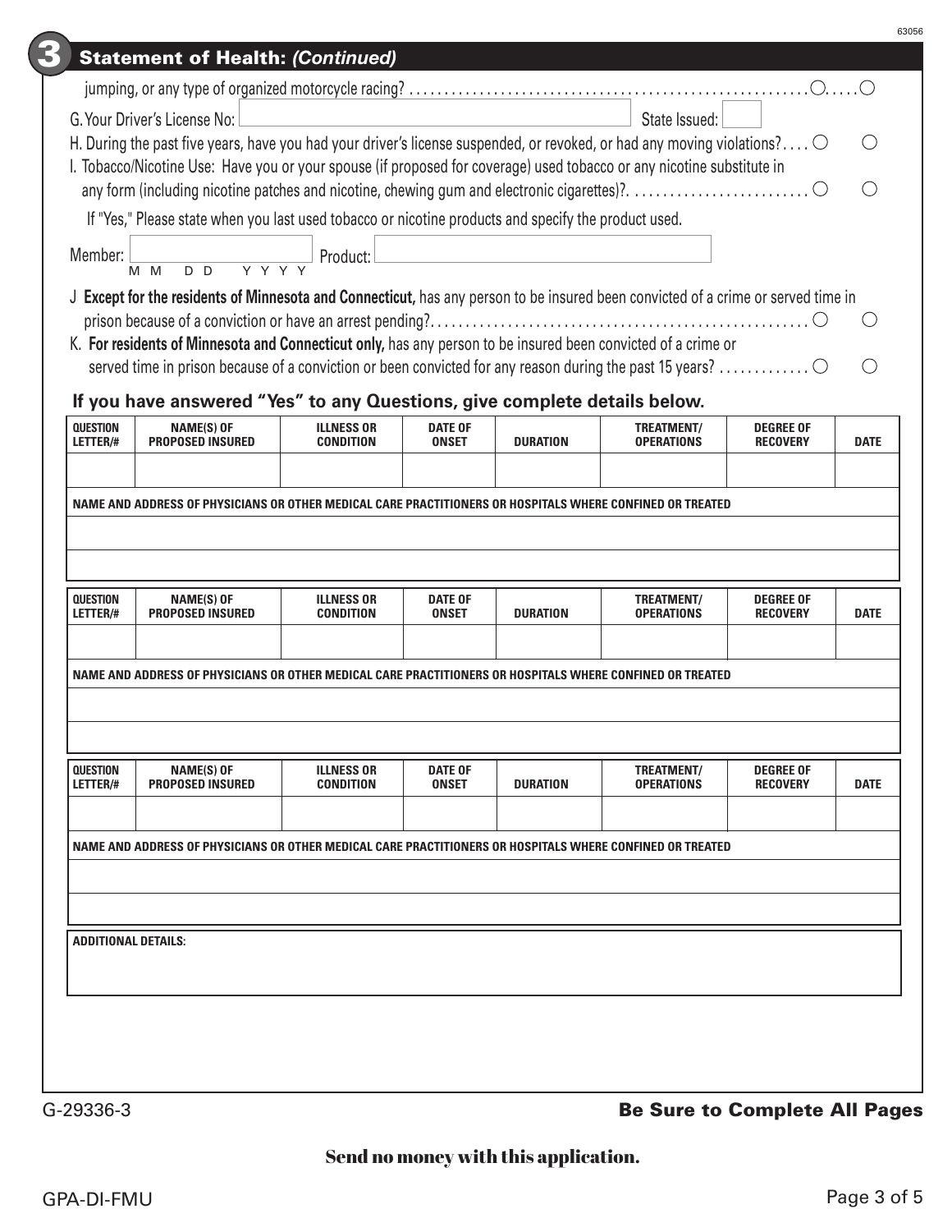## 3 Statement of Health: *(Continued)*

jumping, or any type of organized motorcycle racing? ○ ○

G. Your Driver's License No: \_\_\_\_\_\_\_\_\_\_ State Issued: \_\_\_\_

H. During the past five years, have you had your driver's license suspended, or revoked, or had any moving violations? ○ ○

I. Tobacco/Nicotine Use: Have you or your spouse (if proposed for coverage) used tobacco or any nicotine substitute in any form (including nicotine patches and nicotine, chewing gum and electronic cigarettes)? ○ ○

If "Yes," Please state when you last used tobacco or nicotine products and specify the product used.

Member: \_\_\_\_\_\_\_\_\_\_ (M M D D Y Y Y Y) Product: \_\_\_\_\_\_\_\_\_\_

J **Except for the residents of Minnesota and Connecticut,** has any person to be insured been convicted of a crime or served time in prison because of a conviction or have an arrest pending? ○ ○

K. **For residents of Minnesota and Connecticut only,** has any person to be insured been convicted of a crime or served time in prison because of a conviction or been convicted for any reason during the past 15 years? ○ ○

### If you have answered "Yes" to any Questions, give complete details below.

| QUESTION LETTER/# | NAME(S) OF PROPOSED INSURED | ILLNESS OR CONDITION | DATE OF ONSET | DURATION | TREATMENT/ OPERATIONS | DEGREE OF RECOVERY | DATE |
|---|---|---|---|---|---|---|---|
| | | | | | | | |

**NAME AND ADDRESS OF PHYSICIANS OR OTHER MEDICAL CARE PRACTITIONERS OR HOSPITALS WHERE CONFINED OR TREATED**

| QUESTION LETTER/# | NAME(S) OF PROPOSED INSURED | ILLNESS OR CONDITION | DATE OF ONSET | DURATION | TREATMENT/ OPERATIONS | DEGREE OF RECOVERY | DATE |
|---|---|---|---|---|---|---|---|
| | | | | | | | |

**NAME AND ADDRESS OF PHYSICIANS OR OTHER MEDICAL CARE PRACTITIONERS OR HOSPITALS WHERE CONFINED OR TREATED**

| QUESTION LETTER/# | NAME(S) OF PROPOSED INSURED | ILLNESS OR CONDITION | DATE OF ONSET | DURATION | TREATMENT/ OPERATIONS | DEGREE OF RECOVERY | DATE |
|---|---|---|---|---|---|---|---|
| | | | | | | | |

**NAME AND ADDRESS OF PHYSICIANS OR OTHER MEDICAL CARE PRACTITIONERS OR HOSPITALS WHERE CONFINED OR TREATED**

**ADDITIONAL DETAILS:**

G-29336-3

**Be Sure to Complete All Pages**

**Send no money with this application.**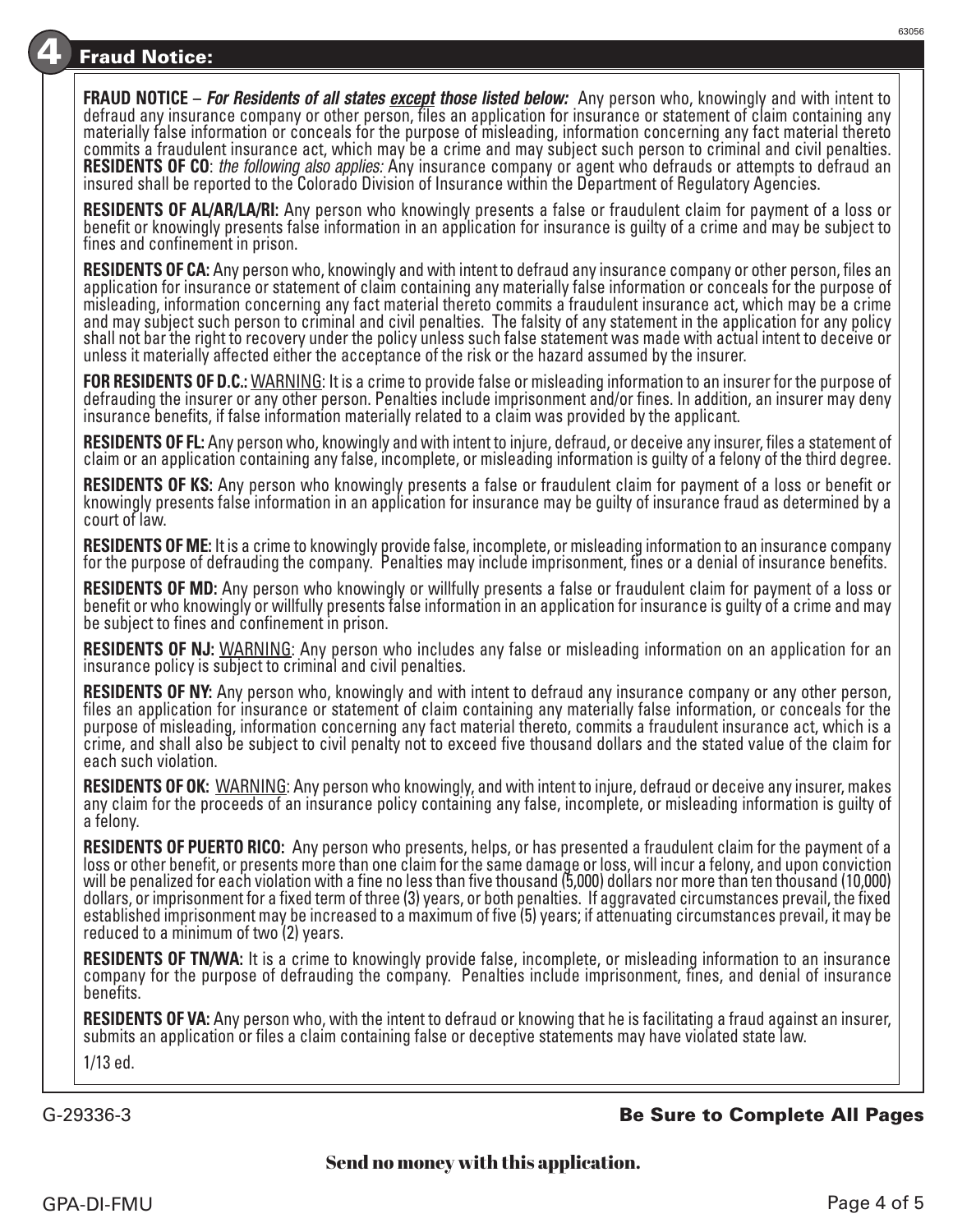## 4 Fraud Notice:

**FRAUD NOTICE** – ***For Residents of all states <u>except</u> those listed below:*** Any person who, knowingly and with intent to defraud any insurance company or other person, files an application for insurance or statement of claim containing any materially false information or conceals for the purpose of misleading, information concerning any fact material thereto commits a fraudulent insurance act, which may be a crime and may subject such person to criminal and civil penalties. **RESIDENTS OF CO**: *the following also applies:* Any insurance company or agent who defrauds or attempts to defraud an insured shall be reported to the Colorado Division of Insurance within the Department of Regulatory Agencies.

**RESIDENTS OF AL/AR/LA/RI:** Any person who knowingly presents a false or fraudulent claim for payment of a loss or benefit or knowingly presents false information in an application for insurance is guilty of a crime and may be subject to fines and confinement in prison.

**RESIDENTS OF CA:** Any person who, knowingly and with intent to defraud any insurance company or other person, files an application for insurance or statement of claim containing any materially false information or conceals for the purpose of misleading, information concerning any fact material thereto commits a fraudulent insurance act, which may be a crime and may subject such person to criminal and civil penalties. The falsity of any statement in the application for any policy shall not bar the right to recovery under the policy unless such false statement was made with actual intent to deceive or unless it materially affected either the acceptance of the risk or the hazard assumed by the insurer.

**FOR RESIDENTS OF D.C.:** <u>WARNING</u>: It is a crime to provide false or misleading information to an insurer for the purpose of defrauding the insurer or any other person. Penalties include imprisonment and/or fines. In addition, an insurer may deny insurance benefits, if false information materially related to a claim was provided by the applicant.

**RESIDENTS OF FL:** Any person who, knowingly and with intent to injure, defraud, or deceive any insurer, files a statement of claim or an application containing any false, incomplete, or misleading information is guilty of a felony of the third degree.

**RESIDENTS OF KS:** Any person who knowingly presents a false or fraudulent claim for payment of a loss or benefit or knowingly presents false information in an application for insurance may be guilty of insurance fraud as determined by a court of law.

**RESIDENTS OF ME:** It is a crime to knowingly provide false, incomplete, or misleading information to an insurance company for the purpose of defrauding the company. Penalties may include imprisonment, fines or a denial of insurance benefits.

**RESIDENTS OF MD:** Any person who knowingly or willfully presents a false or fraudulent claim for payment of a loss or benefit or who knowingly or willfully presents false information in an application for insurance is guilty of a crime and may be subject to fines and confinement in prison.

**RESIDENTS OF NJ:** <u>WARNING</u>: Any person who includes any false or misleading information on an application for an insurance policy is subject to criminal and civil penalties.

**RESIDENTS OF NY:** Any person who, knowingly and with intent to defraud any insurance company or any other person, files an application for insurance or statement of claim containing any materially false information, or conceals for the purpose of misleading, information concerning any fact material thereto, commits a fraudulent insurance act, which is a crime, and shall also be subject to civil penalty not to exceed five thousand dollars and the stated value of the claim for each such violation.

**RESIDENTS OF OK:** <u>WARNING</u>: Any person who knowingly, and with intent to injure, defraud or deceive any insurer, makes any claim for the proceeds of an insurance policy containing any false, incomplete, or misleading information is guilty of a felony.

**RESIDENTS OF PUERTO RICO:** Any person who presents, helps, or has presented a fraudulent claim for the payment of a loss or other benefit, or presents more than one claim for the same damage or loss, will incur a felony, and upon conviction will be penalized for each violation with a fine no less than five thousand (5,000) dollars nor more than ten thousand (10,000) dollars, or imprisonment for a fixed term of three (3) years, or both penalties. If aggravated circumstances prevail, the fixed established imprisonment may be increased to a maximum of five (5) years; if attenuating circumstances prevail, it may be reduced to a minimum of two (2) years.

**RESIDENTS OF TN/WA:** It is a crime to knowingly provide false, incomplete, or misleading information to an insurance company for the purpose of defrauding the company. Penalties include imprisonment, fines, and denial of insurance benefits.

**RESIDENTS OF VA:** Any person who, with the intent to defraud or knowing that he is facilitating a fraud against an insurer, submits an application or files a claim containing false or deceptive statements may have violated state law.

1/13 ed.

G-29336-3

**Be Sure to Complete All Pages**

**Send no money with this application.**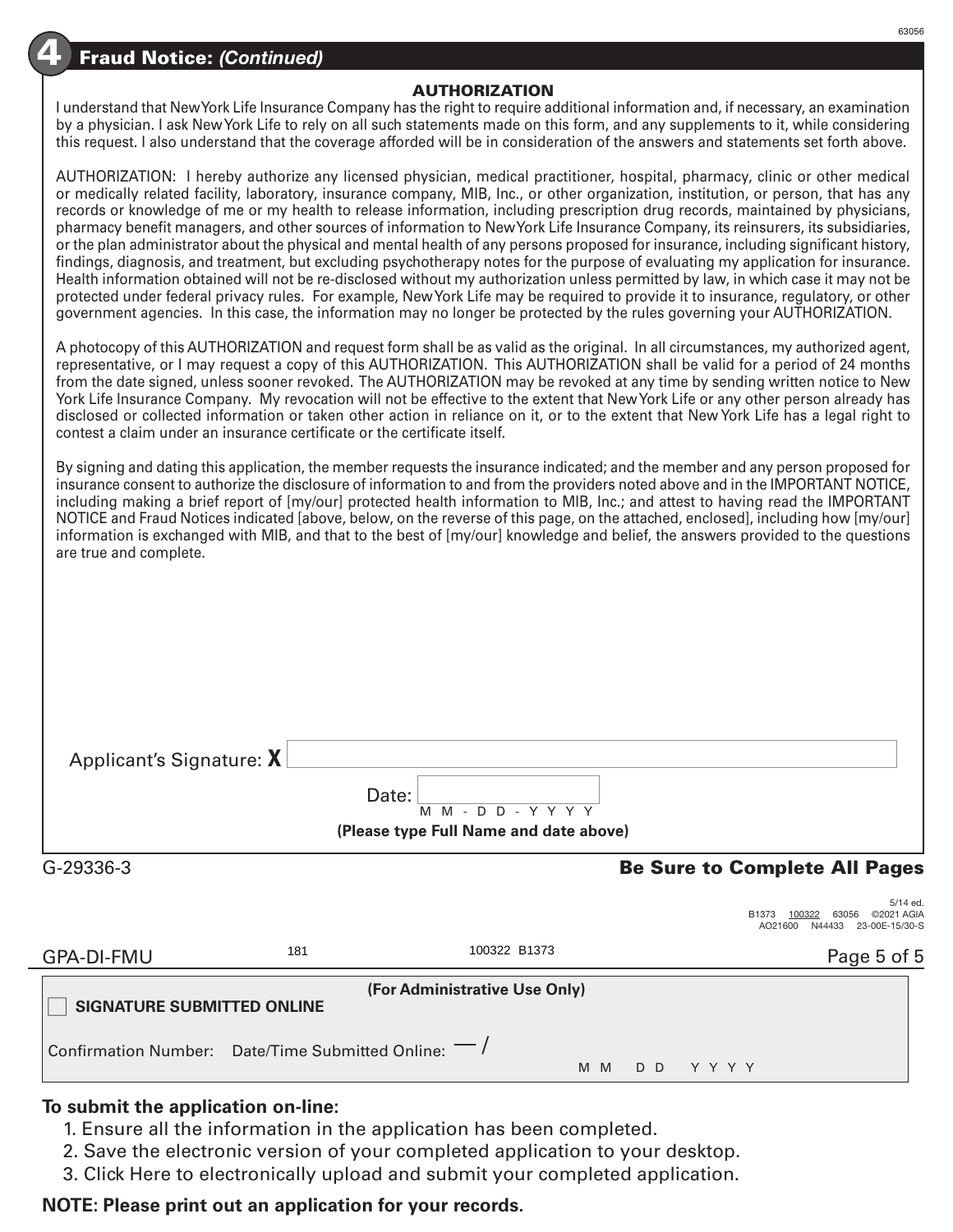## 4 Fraud Notice: *(Continued)*

### AUTHORIZATION

I understand that New York Life Insurance Company has the right to require additional information and, if necessary, an examination by a physician. I ask New York Life to rely on all such statements made on this form, and any supplements to it, while considering this request. I also understand that the coverage afforded will be in consideration of the answers and statements set forth above.

AUTHORIZATION: I hereby authorize any licensed physician, medical practitioner, hospital, pharmacy, clinic or other medical or medically related facility, laboratory, insurance company, MIB, Inc., or other organization, institution, or person, that has any records or knowledge of me or my health to release information, including prescription drug records, maintained by physicians, pharmacy benefit managers, and other sources of information to New York Life Insurance Company, its reinsurers, its subsidiaries, or the plan administrator about the physical and mental health of any persons proposed for insurance, including significant history, findings, diagnosis, and treatment, but excluding psychotherapy notes for the purpose of evaluating my application for insurance. Health information obtained will not be re-disclosed without my authorization unless permitted by law, in which case it may not be protected under federal privacy rules. For example, New York Life may be required to provide it to insurance, regulatory, or other government agencies. In this case, the information may no longer be protected by the rules governing your AUTHORIZATION.

A photocopy of this AUTHORIZATION and request form shall be as valid as the original. In all circumstances, my authorized agent, representative, or I may request a copy of this AUTHORIZATION. This AUTHORIZATION shall be valid for a period of 24 months from the date signed, unless sooner revoked. The AUTHORIZATION may be revoked at any time by sending written notice to New York Life Insurance Company. My revocation will not be effective to the extent that New York Life or any other person already has disclosed or collected information or taken other action in reliance on it, or to the extent that New York Life has a legal right to contest a claim under an insurance certificate or the certificate itself.

By signing and dating this application, the member requests the insurance indicated; and the member and any person proposed for insurance consent to authorize the disclosure of information to and from the providers noted above and in the IMPORTANT NOTICE, including making a brief report of [my/our] protected health information to MIB, Inc.; and attest to having read the IMPORTANT NOTICE and Fraud Notices indicated [above, below, on the reverse of this page, on the attached, enclosed], including how [my/our] information is exchanged with MIB, and that to the best of [my/our] knowledge and belief, the answers provided to the questions are true and complete.

Applicant's Signature: **X** ____________________

Date: ____________
MM-DD-YYYY

**(Please type Full Name and date above)**

G-29336-3

**Be Sure to Complete All Pages**

5/14 ed.
B1373 100322 63056 ©2021 AGIA
AO21600 N44433 23-00E-15/30-S

GPA-DI-FMU 181 100322 B1373

**(For Administrative Use Only)**

☐ **SIGNATURE SUBMITTED ONLINE**

Confirmation Number: Date/Time Submitted Online: — /
MM DD YYYY

**To submit the application on-line:**

1. Ensure all the information in the application has been completed.
2. Save the electronic version of your completed application to your desktop.
3. Click Here to electronically upload and submit your completed application.

**NOTE: Please print out an application for your records.**